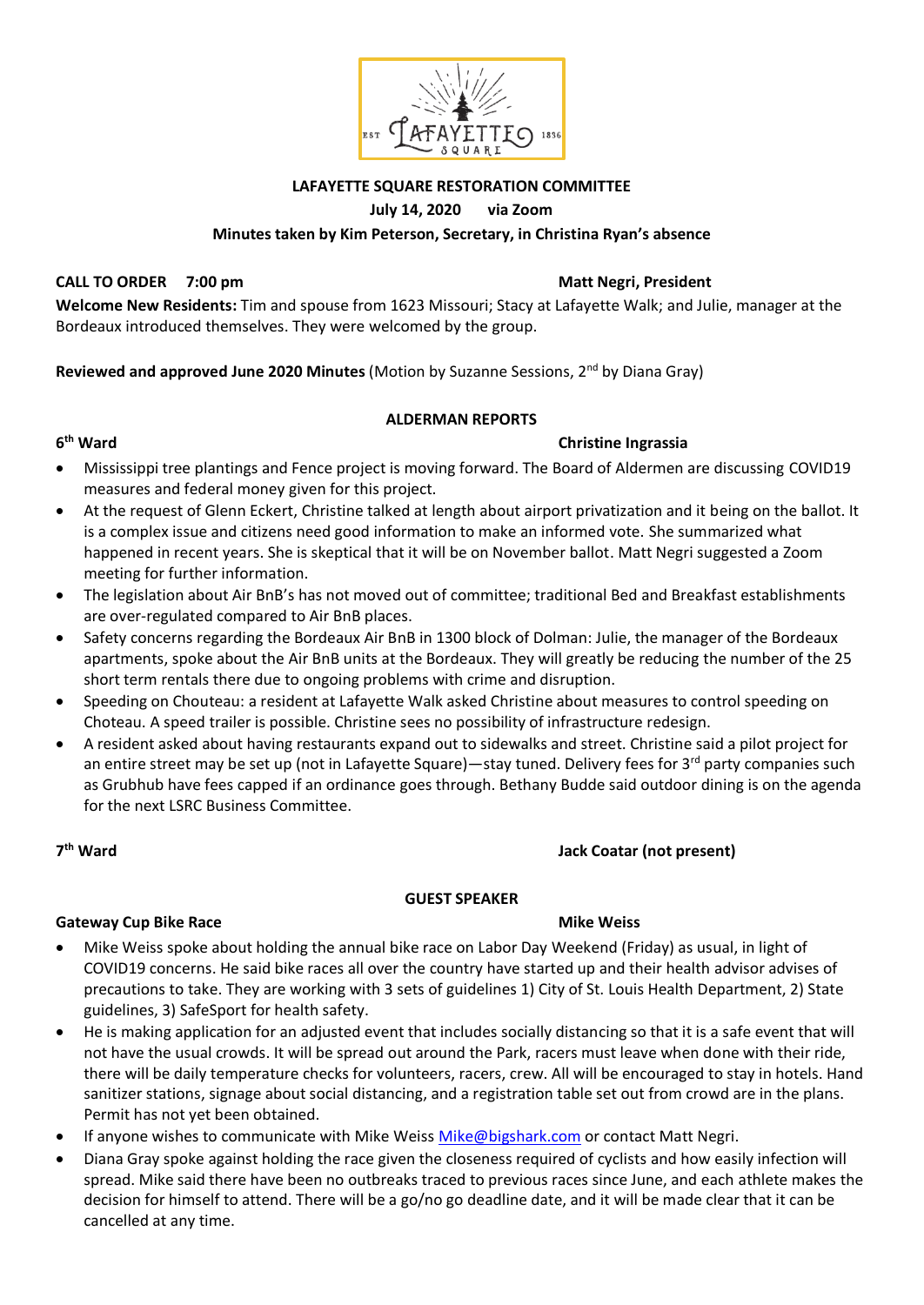# LAFAYETTE SQUARE RESTORATION COMMITTEE

**July 14, 2020 via Zoom**

**Minutes taken by Kim Peterson, Secretary, in Christina Ryan's absence**

**CALL TO ORDER 7:00 pm** **Matt Negri, President**

**Welcome New Residents:** Tim and spouse from 1623 Missouri; Stacy at Lafayette Walk; and Julie, manager at the Bordeaux introduced themselves. They were welcomed by the group.

**Reviewed and approved June 2020 Minutes** (Motion by Suzanne Sessions, 2nd by Diana Gray)

## ALDERMAN REPORTS

### 6th Ward — Christine Ingrassia

- Mississippi tree plantings and Fence project is moving forward. The Board of Aldermen are discussing COVID19 measures and federal money given for this project.
- At the request of Glenn Eckert, Christine talked at length about airport privatization and it being on the ballot. It is a complex issue and citizens need good information to make an informed vote. She summarized what happened in recent years. She is skeptical that it will be on November ballot. Matt Negri suggested a Zoom meeting for further information.
- The legislation about Air BnB's has not moved out of committee; traditional Bed and Breakfast establishments are over-regulated compared to Air BnB places.
- Safety concerns regarding the Bordeaux Air BnB in 1300 block of Dolman: Julie, the manager of the Bordeaux apartments, spoke about the Air BnB units at the Bordeaux. They will greatly be reducing the number of the 25 short term rentals there due to ongoing problems with crime and disruption.
- Speeding on Chouteau: a resident at Lafayette Walk asked Christine about measures to control speeding on Choteau. A speed trailer is possible. Christine sees no possibility of infrastructure redesign.
- A resident asked about having restaurants expand out to sidewalks and street. Christine said a pilot project for an entire street may be set up (not in Lafayette Square)—stay tuned. Delivery fees for 3rd party companies such as Grubhub have fees capped if an ordinance goes through. Bethany Budde said outdoor dining is on the agenda for the next LSRC Business Committee.

### 7th Ward — Jack Coatar (not present)

## GUEST SPEAKER

### Gateway Cup Bike Race — Mike Weiss

- Mike Weiss spoke about holding the annual bike race on Labor Day Weekend (Friday) as usual, in light of COVID19 concerns. He said bike races all over the country have started up and their health advisor advises of precautions to take. They are working with 3 sets of guidelines 1) City of St. Louis Health Department, 2) State guidelines, 3) SafeSport for health safety.
- He is making application for an adjusted event that includes socially distancing so that it is a safe event that will not have the usual crowds. It will be spread out around the Park, racers must leave when done with their ride, there will be daily temperature checks for volunteers, racers, crew. All will be encouraged to stay in hotels. Hand sanitizer stations, signage about social distancing, and a registration table set out from crowd are in the plans. Permit has not yet been obtained.
- If anyone wishes to communicate with Mike Weiss Mike@bigshark.com or contact Matt Negri.
- Diana Gray spoke against holding the race given the closeness required of cyclists and how easily infection will spread. Mike said there have been no outbreaks traced to previous races since June, and each athlete makes the decision for himself to attend. There will be a go/no go deadline date, and it will be made clear that it can be cancelled at any time.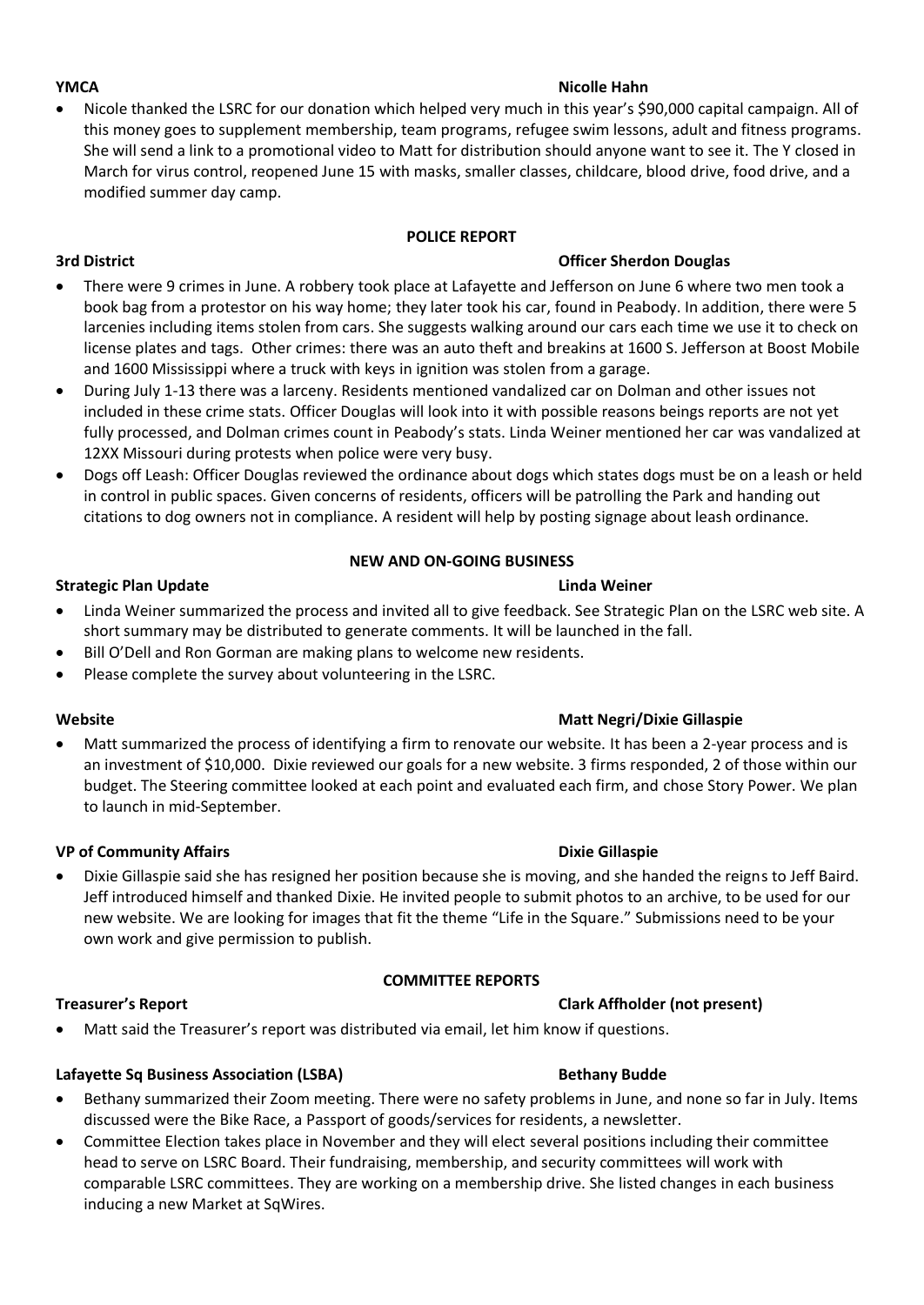**YMCA** **Nicolle Hahn**

- Nicole thanked the LSRC for our donation which helped very much in this year's $90,000 capital campaign. All of this money goes to supplement membership, team programs, refugee swim lessons, adult and fitness programs. She will send a link to a promotional video to Matt for distribution should anyone want to see it. The Y closed in March for virus control, reopened June 15 with masks, smaller classes, childcare, blood drive, food drive, and a modified summer day camp.

## POLICE REPORT

**3rd District** **Officer Sherdon Douglas**

- There were 9 crimes in June. A robbery took place at Lafayette and Jefferson on June 6 where two men took a book bag from a protestor on his way home; they later took his car, found in Peabody. In addition, there were 5 larcenies including items stolen from cars. She suggests walking around our cars each time we use it to check on license plates and tags. Other crimes: there was an auto theft and breakins at 1600 S. Jefferson at Boost Mobile and 1600 Mississippi where a truck with keys in ignition was stolen from a garage.
- During July 1-13 there was a larceny. Residents mentioned vandalized car on Dolman and other issues not included in these crime stats. Officer Douglas will look into it with possible reasons beings reports are not yet fully processed, and Dolman crimes count in Peabody's stats. Linda Weiner mentioned her car was vandalized at 12XX Missouri during protests when police were very busy.
- Dogs off Leash: Officer Douglas reviewed the ordinance about dogs which states dogs must be on a leash or held in control in public spaces. Given concerns of residents, officers will be patrolling the Park and handing out citations to dog owners not in compliance. A resident will help by posting signage about leash ordinance.

## NEW AND ON-GOING BUSINESS

**Strategic Plan Update** **Linda Weiner**

- Linda Weiner summarized the process and invited all to give feedback. See Strategic Plan on the LSRC web site. A short summary may be distributed to generate comments. It will be launched in the fall.
- Bill O'Dell and Ron Gorman are making plans to welcome new residents.
- Please complete the survey about volunteering in the LSRC.

**Website** **Matt Negri/Dixie Gillaspie**

- Matt summarized the process of identifying a firm to renovate our website. It has been a 2-year process and is an investment of $10,000. Dixie reviewed our goals for a new website. 3 firms responded, 2 of those within our budget. The Steering committee looked at each point and evaluated each firm, and chose Story Power. We plan to launch in mid-September.

**VP of Community Affairs** **Dixie Gillaspie**

- Dixie Gillaspie said she has resigned her position because she is moving, and she handed the reigns to Jeff Baird. Jeff introduced himself and thanked Dixie. He invited people to submit photos to an archive, to be used for our new website. We are looking for images that fit the theme "Life in the Square." Submissions need to be your own work and give permission to publish.

## COMMITTEE REPORTS

**Treasurer's Report** **Clark Affholder (not present)**

- Matt said the Treasurer's report was distributed via email, let him know if questions.

**Lafayette Sq Business Association (LSBA)** **Bethany Budde**

- Bethany summarized their Zoom meeting. There were no safety problems in June, and none so far in July. Items discussed were the Bike Race, a Passport of goods/services for residents, a newsletter.
- Committee Election takes place in November and they will elect several positions including their committee head to serve on LSRC Board. Their fundraising, membership, and security committees will work with comparable LSRC committees. They are working on a membership drive. She listed changes in each business inducing a new Market at SqWires.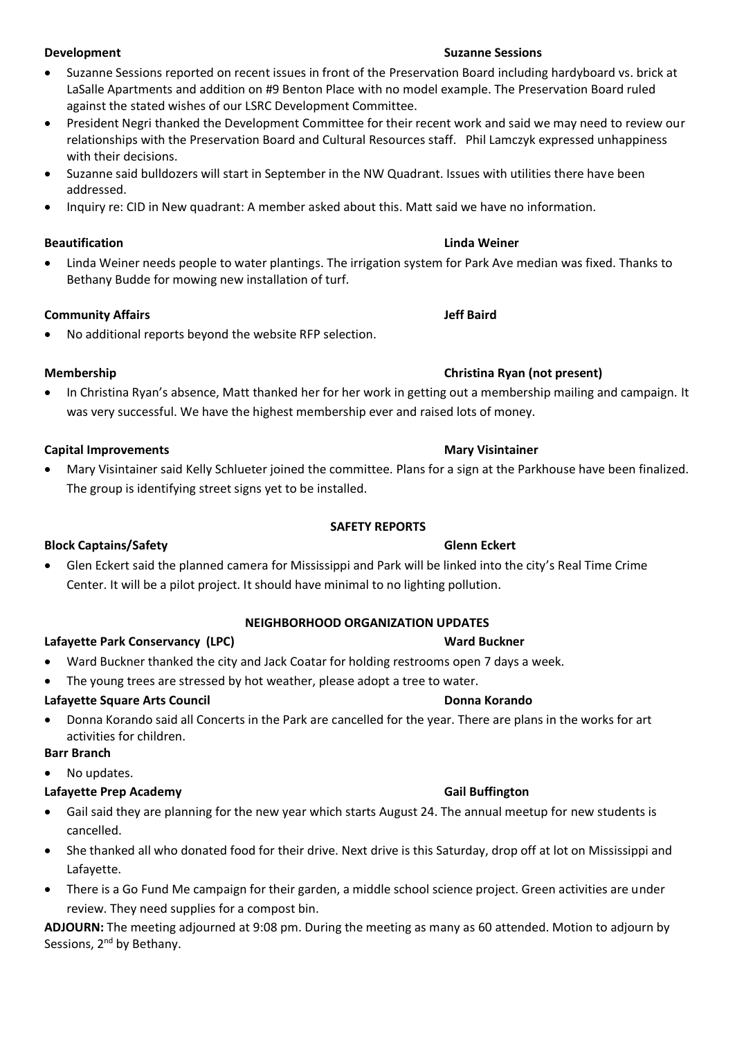**Development** **Suzanne Sessions**

- Suzanne Sessions reported on recent issues in front of the Preservation Board including hardyboard vs. brick at LaSalle Apartments and addition on #9 Benton Place with no model example. The Preservation Board ruled against the stated wishes of our LSRC Development Committee.
- President Negri thanked the Development Committee for their recent work and said we may need to review our relationships with the Preservation Board and Cultural Resources staff. Phil Lamczyk expressed unhappiness with their decisions.
- Suzanne said bulldozers will start in September in the NW Quadrant. Issues with utilities there have been addressed.
- Inquiry re: CID in New quadrant: A member asked about this. Matt said we have no information.

**Beautification** **Linda Weiner**

- Linda Weiner needs people to water plantings. The irrigation system for Park Ave median was fixed. Thanks to Bethany Budde for mowing new installation of turf.

**Community Affairs** **Jeff Baird**

- No additional reports beyond the website RFP selection.

**Membership** **Christina Ryan (not present)**

- In Christina Ryan's absence, Matt thanked her for her work in getting out a membership mailing and campaign. It was very successful. We have the highest membership ever and raised lots of money.

**Capital Improvements** **Mary Visintainer**

- Mary Visintainer said Kelly Schlueter joined the committee. Plans for a sign at the Parkhouse have been finalized. The group is identifying street signs yet to be installed.

**SAFETY REPORTS**

**Block Captains/Safety** **Glenn Eckert**

- Glen Eckert said the planned camera for Mississippi and Park will be linked into the city's Real Time Crime Center. It will be a pilot project. It should have minimal to no lighting pollution.

**NEIGHBORHOOD ORGANIZATION UPDATES**

**Lafayette Park Conservancy (LPC)** **Ward Buckner**

- Ward Buckner thanked the city and Jack Coatar for holding restrooms open 7 days a week.
- The young trees are stressed by hot weather, please adopt a tree to water.

**Lafayette Square Arts Council** **Donna Korando**

- Donna Korando said all Concerts in the Park are cancelled for the year. There are plans in the works for art activities for children.

**Barr Branch**

- No updates.

**Lafayette Prep Academy** **Gail Buffington**

- Gail said they are planning for the new year which starts August 24. The annual meetup for new students is cancelled.
- She thanked all who donated food for their drive. Next drive is this Saturday, drop off at lot on Mississippi and Lafayette.
- There is a Go Fund Me campaign for their garden, a middle school science project. Green activities are under review. They need supplies for a compost bin.

**ADJOURN:** The meeting adjourned at 9:08 pm. During the meeting as many as 60 attended. Motion to adjourn by Sessions, 2nd by Bethany.